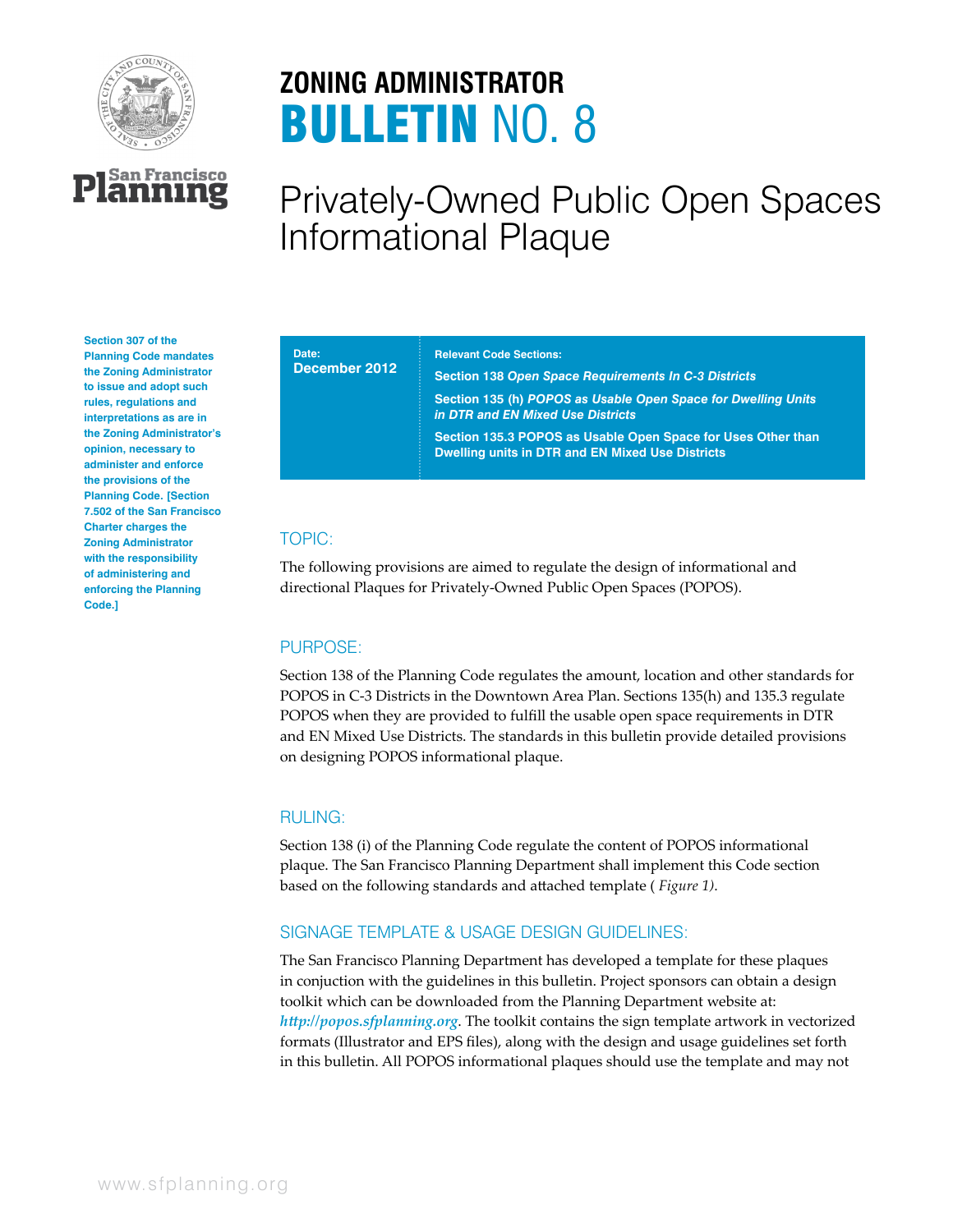# ZONING ADMINISTRATOR

# BULLETIN NO. 8

## Privately-Owned Public Open Spaces Informational Plaque

**Section 307 of the Planning Code mandates the Zoning Administrator to issue and adopt such rules, regulations and interpretations as are in the Zoning Administrator's opinion, necessary to administer and enforce the provisions of the Planning Code. [Section 7.502 of the San Francisco Charter charges the Zoning Administrator with the responsibility of administering and enforcing the Planning Code.]**

**Date:**
**December 2012**

**Relevant Code Sections:**

**Section 138** ***Open Space Requirements In C-3 Districts***

**Section 135 (h)** ***POPOS as Usable Open Space for Dwelling Units in DTR and EN Mixed Use Districts***

**Section 135.3 POPOS as Usable Open Space for Uses Other than Dwelling units in DTR and EN Mixed Use Districts**

### TOPIC:

The following provisions are aimed to regulate the design of informational and directional Plaques for Privately-Owned Public Open Spaces (POPOS).

### PURPOSE:

Section 138 of the Planning Code regulates the amount, location and other standards for POPOS in C-3 Districts in the Downtown Area Plan. Sections 135(h) and 135.3 regulate POPOS when they are provided to fulfill the usable open space requirements in DTR and EN Mixed Use Districts. The standards in this bulletin provide detailed provisions on designing POPOS informational plaque.

### RULING:

Section 138 (i) of the Planning Code regulate the content of POPOS informational plaque. The San Francisco Planning Department shall implement this Code section based on the following standards and attached template ( *Figure 1)*.

### SIGNAGE TEMPLATE & USAGE DESIGN GUIDELINES:

The San Francisco Planning Department has developed a template for these plaques in conjuction with the guidelines in this bulletin. Project sponsors can obtain a design toolkit which can be downloaded from the Planning Department website at: ***http://popos.sfplanning.org***. The toolkit contains the sign template artwork in vectorized formats (Illustrator and EPS files), along with the design and usage guidelines set forth in this bulletin. All POPOS informational plaques should use the template and may not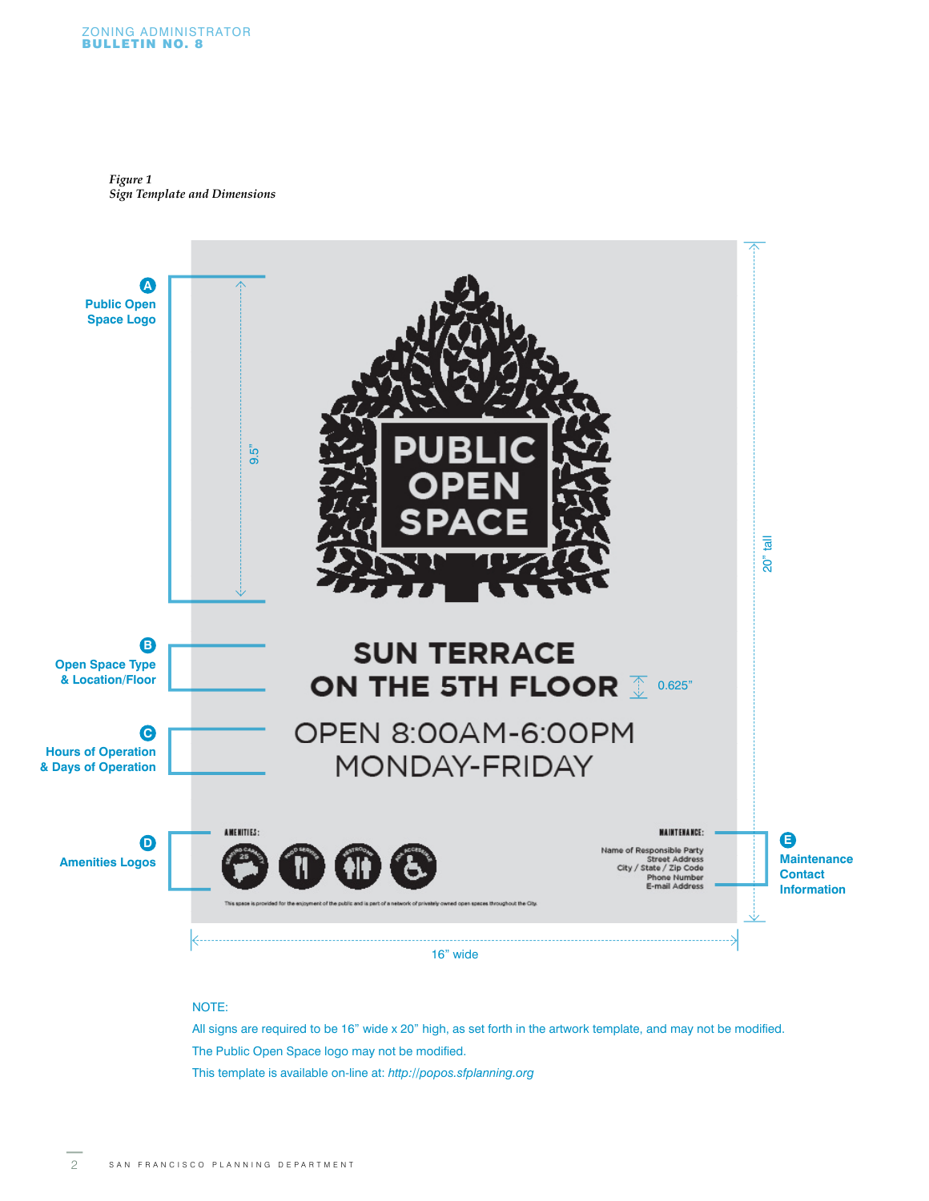*Figure 1*
*Sign Template and Dimensions*

**A** Public Open Space Logo — 9.5"

PUBLIC OPEN SPACE

**B** Open Space Type & Location/Floor

SUN TERRACE
ON THE 5TH FLOOR — 0.625"

**C** Hours of Operation & Days of Operation

OPEN 8:00AM-6:00PM
MONDAY-FRIDAY

**D** Amenities Logos

AMENITIES:

**E** Maintenance Contact Information

MAINTENANCE:
Name of Responsible Party
Street Address
City / State / Zip Code
Phone Number
E-mail Address

This space is provided for the enjoyment of the public and is part of a network of privately owned open spaces throughout the City.

20" tall

16" wide

NOTE:

All signs are required to be 16" wide x 20" high, as set forth in the artwork template, and may not be modified.

The Public Open Space logo may not be modified.

This template is available on-line at: *http://popos.sfplanning.org*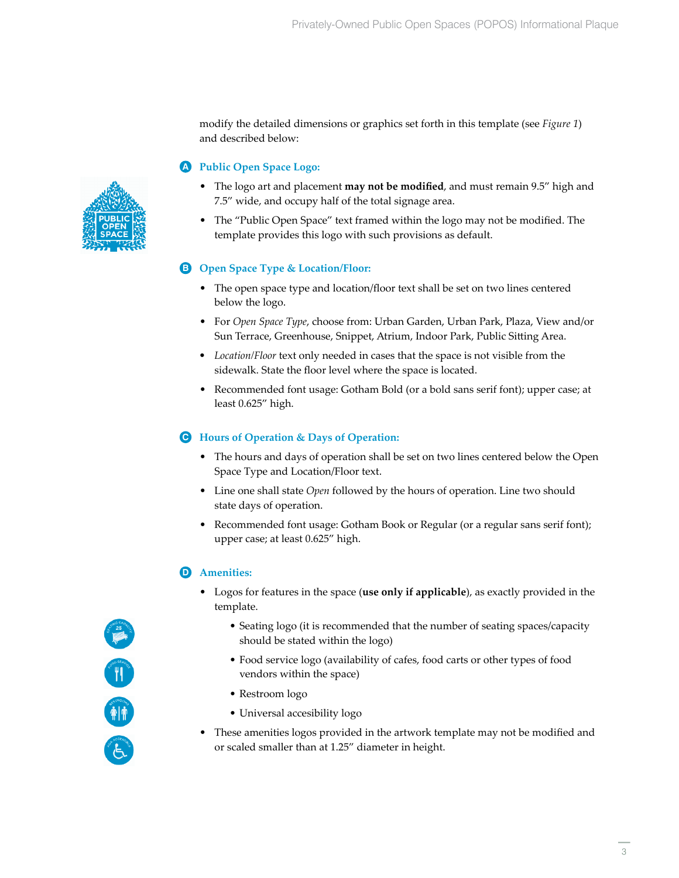modify the detailed dimensions or graphics set forth in this template (see *Figure 1*) and described below:

### A Public Open Space Logo:

- The logo art and placement **may not be modified**, and must remain 9.5" high and 7.5" wide, and occupy half of the total signage area.
- The "Public Open Space" text framed within the logo may not be modified. The template provides this logo with such provisions as default.

### B Open Space Type & Location/Floor:

- The open space type and location/floor text shall be set on two lines centered below the logo.
- For *Open Space Type*, choose from: Urban Garden, Urban Park, Plaza, View and/or Sun Terrace, Greenhouse, Snippet, Atrium, Indoor Park, Public Sitting Area.
- *Location/Floor* text only needed in cases that the space is not visible from the sidewalk. State the floor level where the space is located.
- Recommended font usage: Gotham Bold (or a bold sans serif font); upper case; at least 0.625" high.

### C Hours of Operation & Days of Operation:

- The hours and days of operation shall be set on two lines centered below the Open Space Type and Location/Floor text.
- Line one shall state *Open* followed by the hours of operation. Line two should state days of operation.
- Recommended font usage: Gotham Book or Regular (or a regular sans serif font); upper case; at least 0.625" high.

### D Amenities:

- Logos for features in the space (**use only if applicable**), as exactly provided in the template.
  - Seating logo (it is recommended that the number of seating spaces/capacity should be stated within the logo)
  - Food service logo (availability of cafes, food carts or other types of food vendors within the space)
  - Restroom logo
  - Universal accesibility logo
- These amenities logos provided in the artwork template may not be modified and or scaled smaller than at 1.25" diameter in height.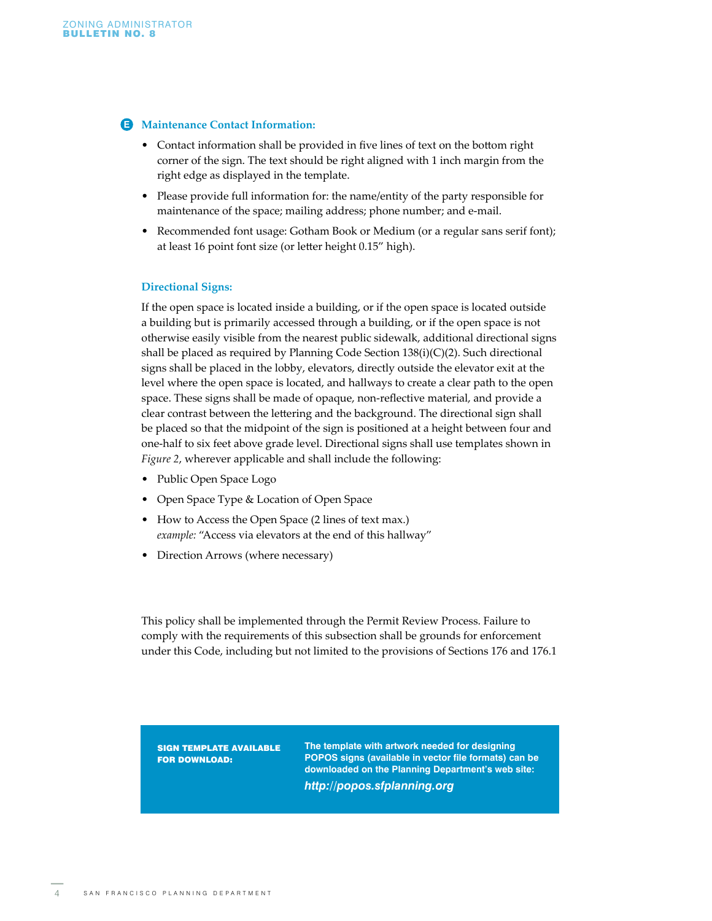### E Maintenance Contact Information:

- Contact information shall be provided in five lines of text on the bottom right corner of the sign. The text should be right aligned with 1 inch margin from the right edge as displayed in the template.
- Please provide full information for: the name/entity of the party responsible for maintenance of the space; mailing address; phone number; and e-mail.
- Recommended font usage: Gotham Book or Medium (or a regular sans serif font); at least 16 point font size (or letter height 0.15" high).

### Directional Signs:

If the open space is located inside a building, or if the open space is located outside a building but is primarily accessed through a building, or if the open space is not otherwise easily visible from the nearest public sidewalk, additional directional signs shall be placed as required by Planning Code Section 138(i)(C)(2). Such directional signs shall be placed in the lobby, elevators, directly outside the elevator exit at the level where the open space is located, and hallways to create a clear path to the open space. These signs shall be made of opaque, non-reflective material, and provide a clear contrast between the lettering and the background. The directional sign shall be placed so that the midpoint of the sign is positioned at a height between four and one-half to six feet above grade level. Directional signs shall use templates shown in *Figure 2*, wherever applicable and shall include the following:

- Public Open Space Logo
- Open Space Type & Location of Open Space
- How to Access the Open Space (2 lines of text max.)
  *example:* "Access via elevators at the end of this hallway"
- Direction Arrows (where necessary)

This policy shall be implemented through the Permit Review Process. Failure to comply with the requirements of this subsection shall be grounds for enforcement under this Code, including but not limited to the provisions of Sections 176 and 176.1

**SIGN TEMPLATE AVAILABLE FOR DOWNLOAD:**

**The template with artwork needed for designing POPOS signs (available in vector file formats) can be downloaded on the Planning Department's web site:**

***http://popos.sfplanning.org***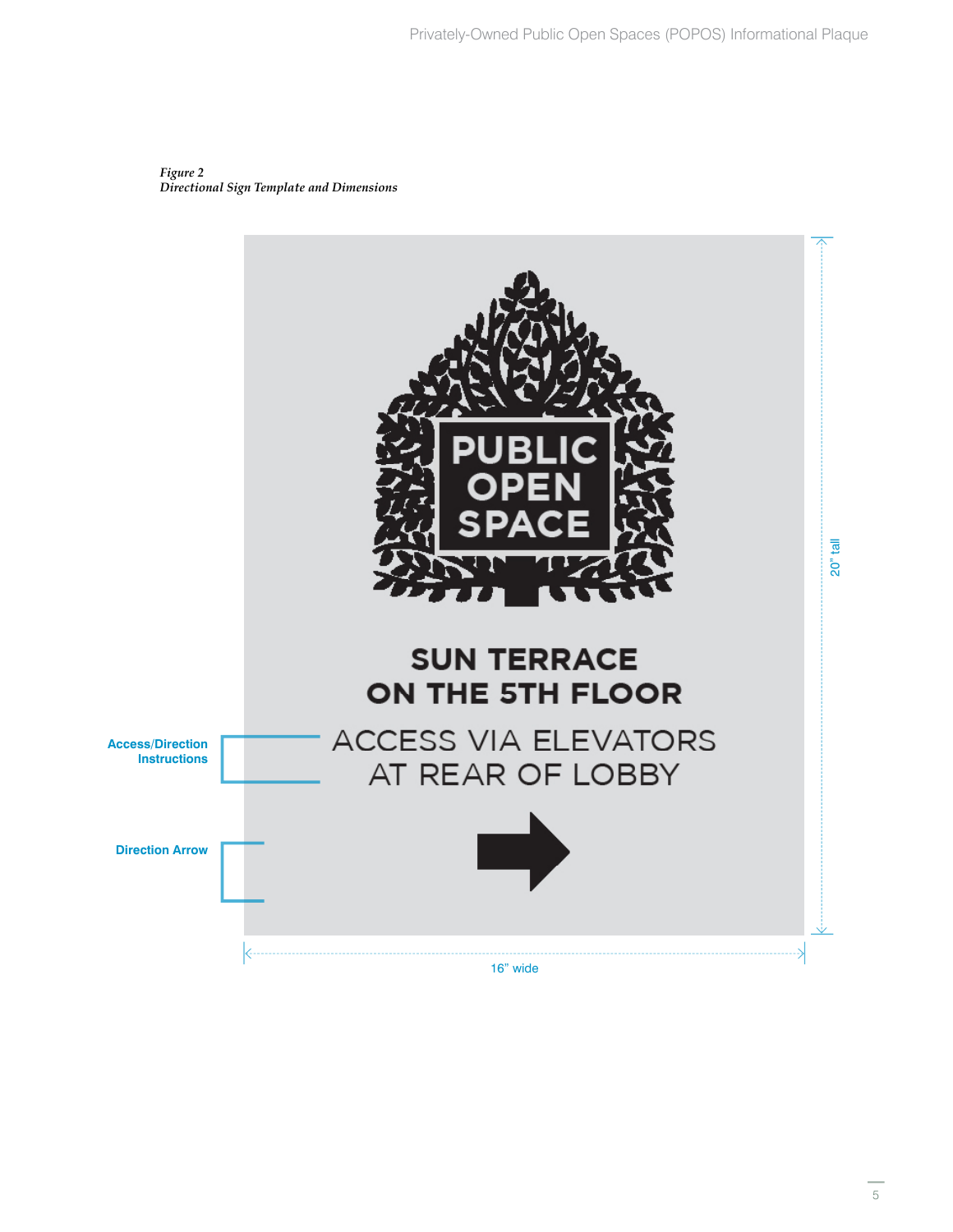*Figure 2*
*Directional Sign Template and Dimensions*

PUBLIC OPEN SPACE

**SUN TERRACE ON THE 5TH FLOOR**

ACCESS VIA ELEVATORS AT REAR OF LOBBY

**Access/Direction Instructions**

**Direction Arrow**

20" tall

16" wide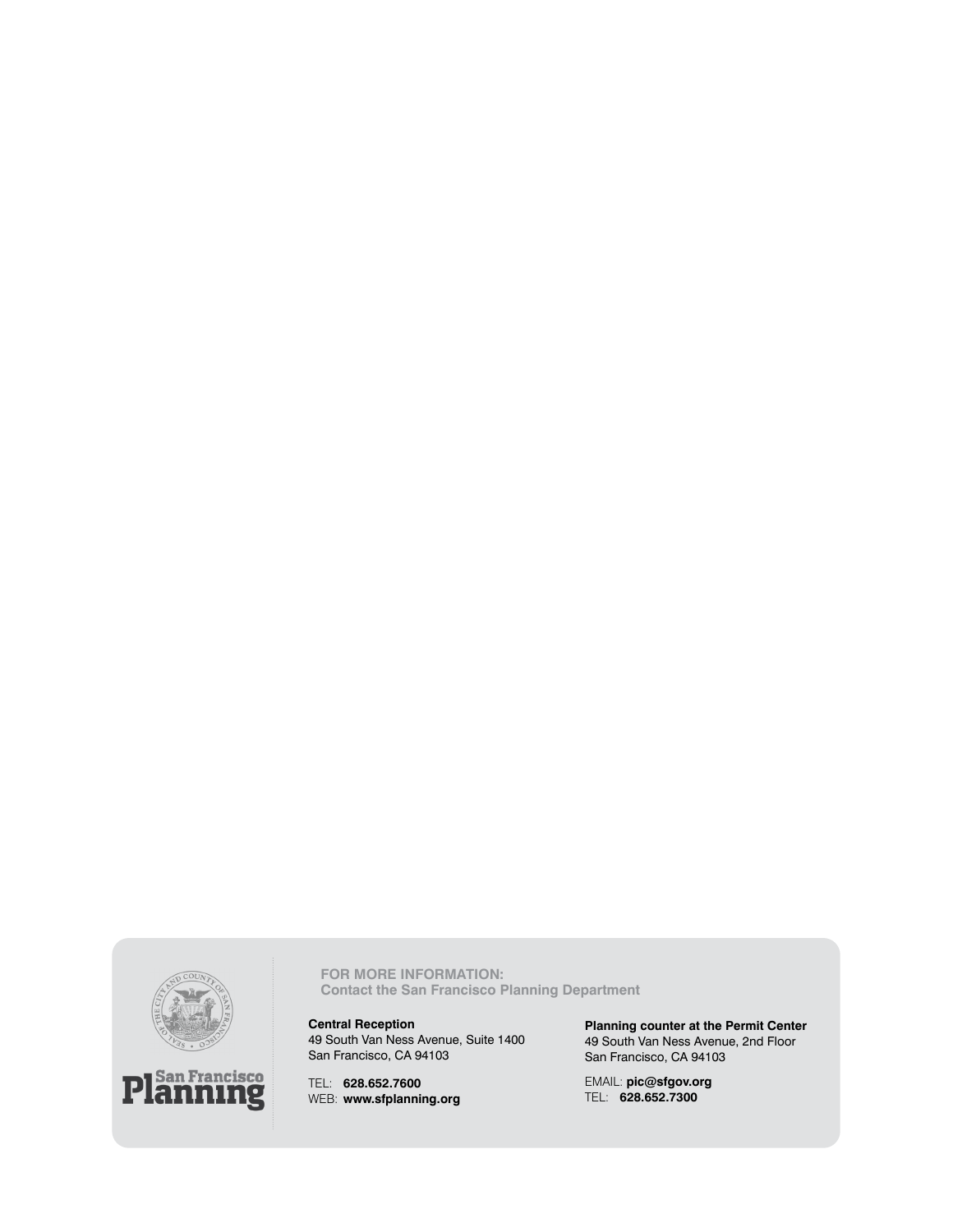San Francisco Planning

**FOR MORE INFORMATION:**
**Contact the San Francisco Planning Department**

**Central Reception**
49 South Van Ness Avenue, Suite 1400
San Francisco, CA 94103

TEL: **628.652.7600**
WEB: **www.sfplanning.org**

**Planning counter at the Permit Center**
49 South Van Ness Avenue, 2nd Floor
San Francisco, CA 94103

EMAIL: **pic@sfgov.org**
TEL: **628.652.7300**